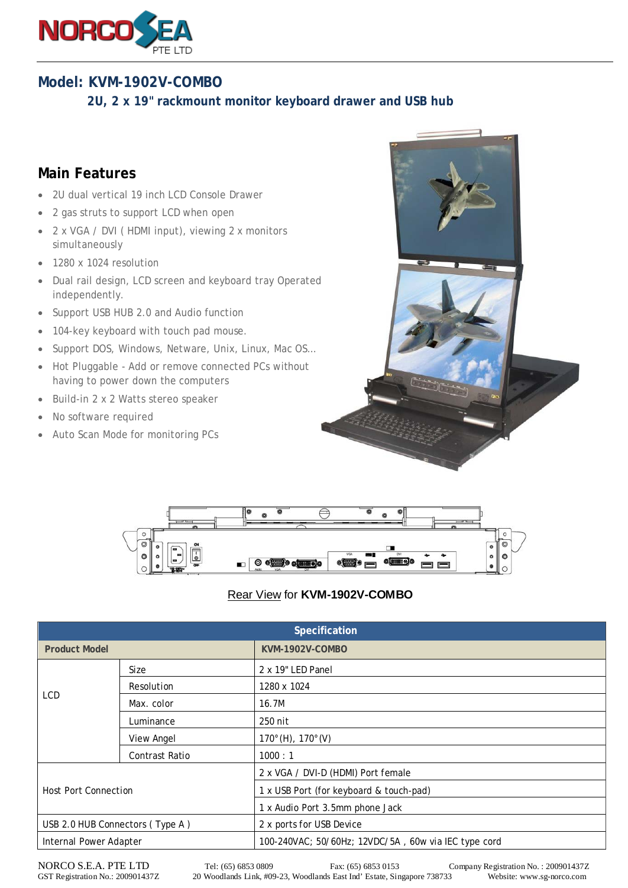# Model: KVM-1902V-COMBO

## 2U, 2 x 19" rackmount monitor keyboard drawer and USB hub

## Main Features

- 2U dual vertical 19 inch LCD Console Drawer
- 2 gas struts to support LCD when open
- 2 x VGA / DVI ( HDMI input), viewing 2 x monitors simultaneously
- 1280 x 1024 resolution
- Dual rail design, LCD screen and keyboard tray Operated independently.
- Support USB HUB 2.0 and Audio function
- 104-key keyboard with touch pad mouse.
- Support DOS, Windows, Netware, Unix, Linux, Mac OS...
- Hot Pluggable - Add or remove connected PCs without having to power down the computers
- Build-in 2 x 2 Watts stereo speaker
- No software required
- Auto Scan Mode for monitoring PCs

Rear View for **KVM-1902V-COMBO**

| Specification | | |
|---|---|---|
| **Product Model** | | **KVM-1902V-COMBO** |
| LCD | Size | 2 x 19" LED Panel |
| | Resolution | 1280 x 1024 |
| | Max. color | 16.7M |
| | Luminance | 250 nit |
| | View Angel | 170°(H), 170°(V) |
| | Contrast Ratio | 1000 : 1 |
| Host Port Connection | | 2 x VGA / DVI-D (HDMI) Port female |
| | | 1 x USB Port (for keyboard & touch-pad) |
| | | 1 x Audio Port 3.5mm phone Jack |
| USB 2.0 HUB Connectors ( Type A ) | | 2 x ports for USB Device |
| Internal Power Adapter | | 100-240VAC; 50/60Hz; 12VDC/5A , 60w via IEC type cord |

NORCO S.E.A. PTE LTD Tel: (65) 6853 0809 Fax: (65) 6853 0153 Company Registration No. : 200901437Z
GST Registration No.: 200901437Z 20 Woodlands Link, #09-23, Woodlands East Ind' Estate, Singapore 738733 Website: www.sg-norco.com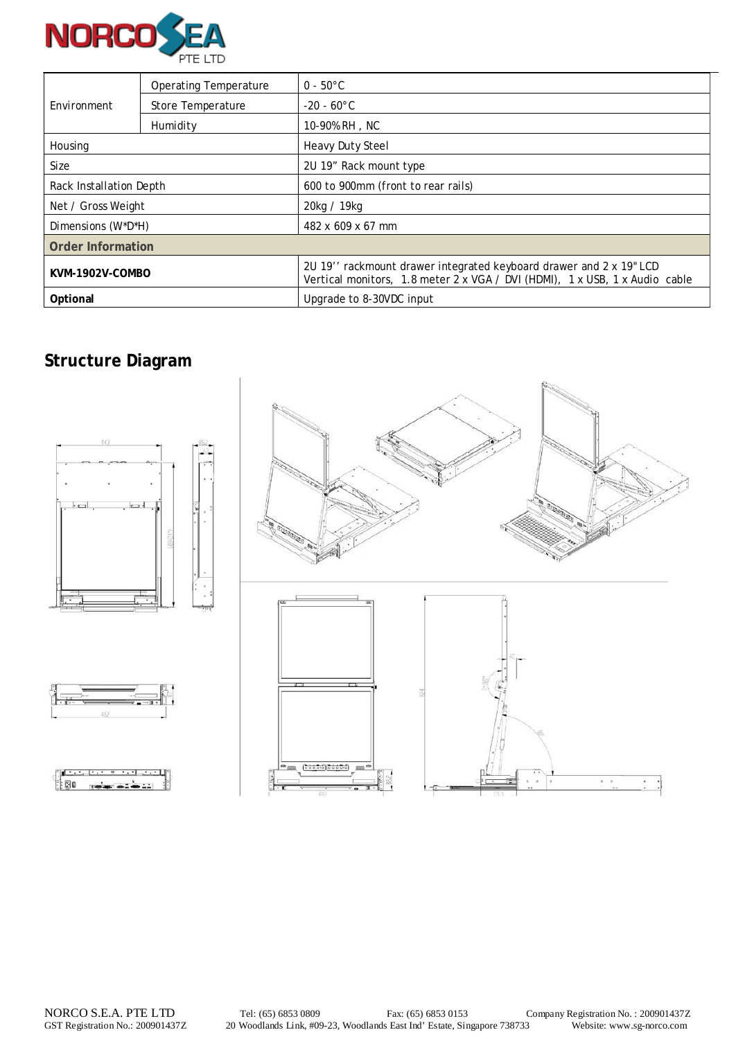| | | |
|---|---|---|
| Environment | Operating Temperature | 0 - 50°C |
| | Store Temperature | -20 - 60°C |
| | Humidity | 10-90%RH , NC |
| Housing | | Heavy Duty Steel |
| Size | | 2U 19" Rack mount type |
| Rack Installation Depth | | 600 to 900mm (front to rear rails) |
| Net / Gross Weight | | 20kg / 19kg |
| Dimensions (W*D*H) | | 482 x 609 x 67 mm |
| **Order Information** | | |
| **KVM-1902V-COMBO** | | 2U 19'' rackmount drawer integrated keyboard drawer and 2 x 19" LCD Vertical monitors, 1.8 meter 2 x VGA / DVI (HDMI), 1 x USB, 1 x Audio cable |
| **Optional** | | Upgrade to 8-30VDC input |

## Structure Diagram

NORCO S.E.A. PTE LTD Tel: (65) 6853 0809 Fax: (65) 6853 0153 Company Registration No. : 200901437Z
GST Registration No.: 200901437Z 20 Woodlands Link, #09-23, Woodlands East Ind' Estate, Singapore 738733 Website: www.sg-norco.com